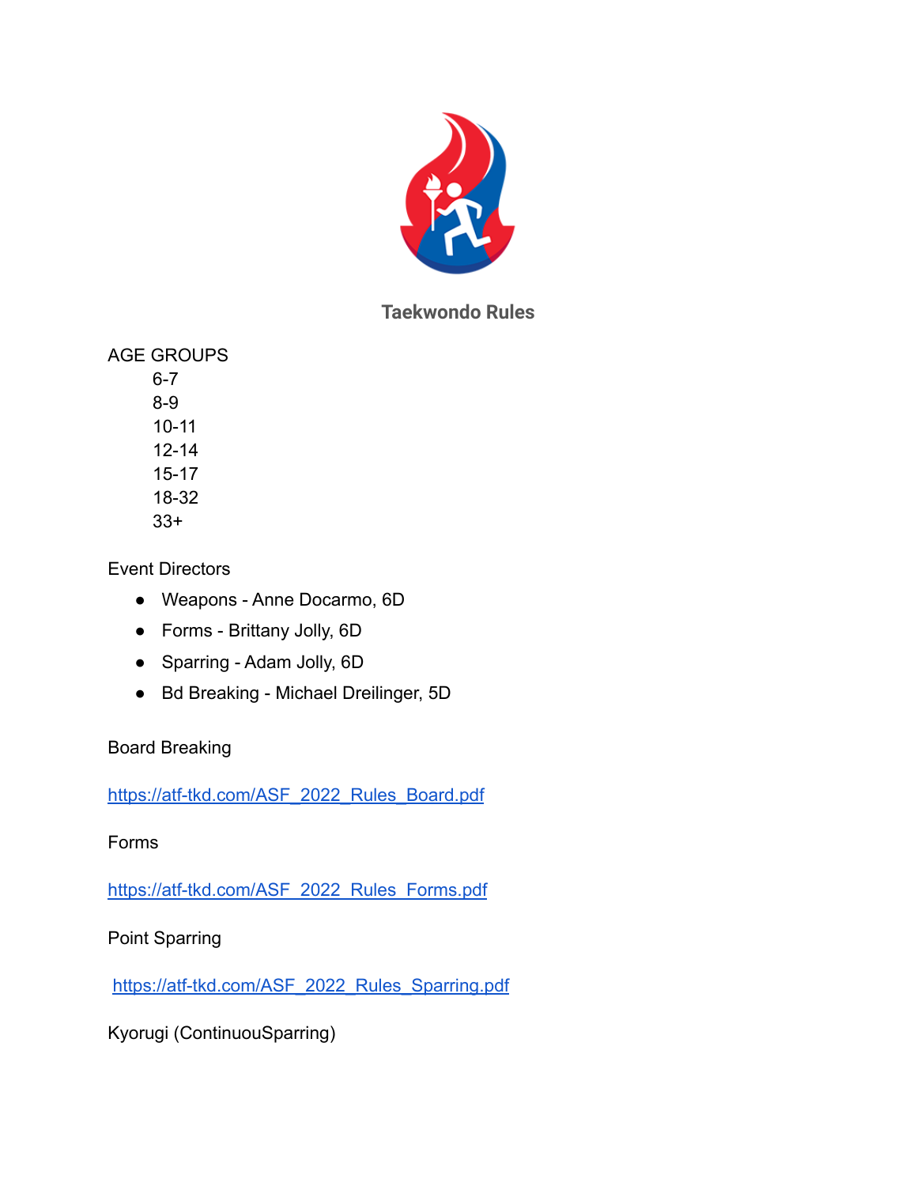# Taekwondo Rules

AGE GROUPS

- 6-7
- 8-9
- 10-11
- 12-14
- 15-17
- 18-32
- 33+

Event Directors

- Weapons - Anne Docarmo, 6D
- Forms - Brittany Jolly, 6D
- Sparring - Adam Jolly, 6D
- Bd Breaking - Michael Dreilinger, 5D

Board Breaking

https://atf-tkd.com/ASF_2022_Rules_Board.pdf

Forms

https://atf-tkd.com/ASF_2022_Rules_Forms.pdf

Point Sparring

https://atf-tkd.com/ASF_2022_Rules_Sparring.pdf

Kyorugi (ContinuouSparring)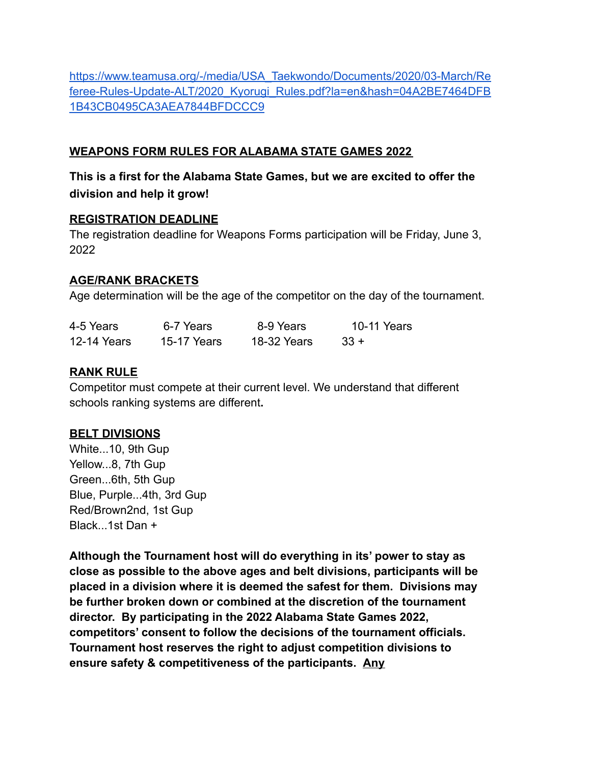https://www.teamusa.org/-/media/USA_Taekwondo/Documents/2020/03-March/Referee-Rules-Update-ALT/2020_Kyorugi_Rules.pdf?la=en&hash=04A2BE7464DFB1B43CB0495CA3AEA7844BFDCCC9

## WEAPONS FORM RULES FOR ALABAMA STATE GAMES 2022

**This is a first for the Alabama State Games, but we are excited to offer the division and help it grow!**

### REGISTRATION DEADLINE

The registration deadline for Weapons Forms participation will be Friday, June 3, 2022

### AGE/RANK BRACKETS

Age determination will be the age of the competitor on the day of the tournament.

| | | | |
|---|---|---|---|
| 4-5 Years | 6-7 Years | 8-9 Years | 10-11 Years |
| 12-14 Years | 15-17 Years | 18-32 Years | 33 + |

### RANK RULE

Competitor must compete at their current level. We understand that different schools ranking systems are different**.**

### BELT DIVISIONS

White...10, 9th Gup
Yellow...8, 7th Gup
Green...6th, 5th Gup
Blue, Purple...4th, 3rd Gup
Red/Brown2nd, 1st Gup
Black...1st Dan +

**Although the Tournament host will do everything in its' power to stay as close as possible to the above ages and belt divisions, participants will be placed in a division where it is deemed the safest for them. Divisions may be further broken down or combined at the discretion of the tournament director. By participating in the 2022 Alabama State Games 2022, competitors' consent to follow the decisions of the tournament officials. Tournament host reserves the right to adjust competition divisions to ensure safety & competitiveness of the participants. Any**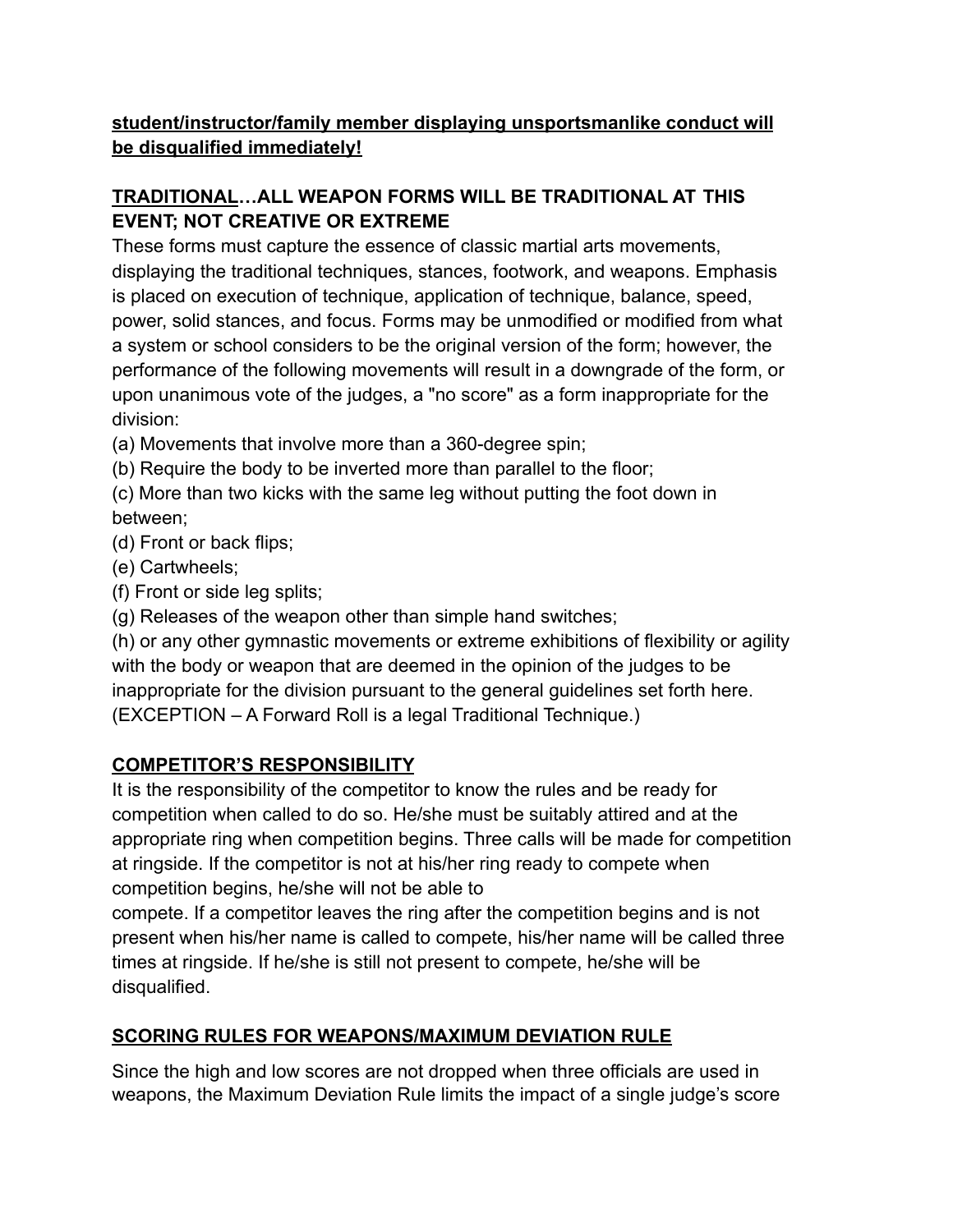**student/instructor/family member displaying unsportsmanlike conduct will be disqualified immediately!**

## **TRADITIONAL…ALL WEAPON FORMS WILL BE TRADITIONAL AT THIS EVENT; NOT CREATIVE OR EXTREME**

These forms must capture the essence of classic martial arts movements, displaying the traditional techniques, stances, footwork, and weapons. Emphasis is placed on execution of technique, application of technique, balance, speed, power, solid stances, and focus. Forms may be unmodified or modified from what a system or school considers to be the original version of the form; however, the performance of the following movements will result in a downgrade of the form, or upon unanimous vote of the judges, a "no score" as a form inappropriate for the division:

(a) Movements that involve more than a 360-degree spin;
(b) Require the body to be inverted more than parallel to the floor;
(c) More than two kicks with the same leg without putting the foot down in between;
(d) Front or back flips;
(e) Cartwheels;
(f) Front or side leg splits;
(g) Releases of the weapon other than simple hand switches;
(h) or any other gymnastic movements or extreme exhibitions of flexibility or agility with the body or weapon that are deemed in the opinion of the judges to be inappropriate for the division pursuant to the general guidelines set forth here. (EXCEPTION – A Forward Roll is a legal Traditional Technique.)

## **COMPETITOR'S RESPONSIBILITY**

It is the responsibility of the competitor to know the rules and be ready for competition when called to do so. He/she must be suitably attired and at the appropriate ring when competition begins. Three calls will be made for competition at ringside. If the competitor is not at his/her ring ready to compete when competition begins, he/she will not be able to compete. If a competitor leaves the ring after the competition begins and is not present when his/her name is called to compete, his/her name will be called three times at ringside. If he/she is still not present to compete, he/she will be disqualified.

## **SCORING RULES FOR WEAPONS/MAXIMUM DEVIATION RULE**

Since the high and low scores are not dropped when three officials are used in weapons, the Maximum Deviation Rule limits the impact of a single judge's score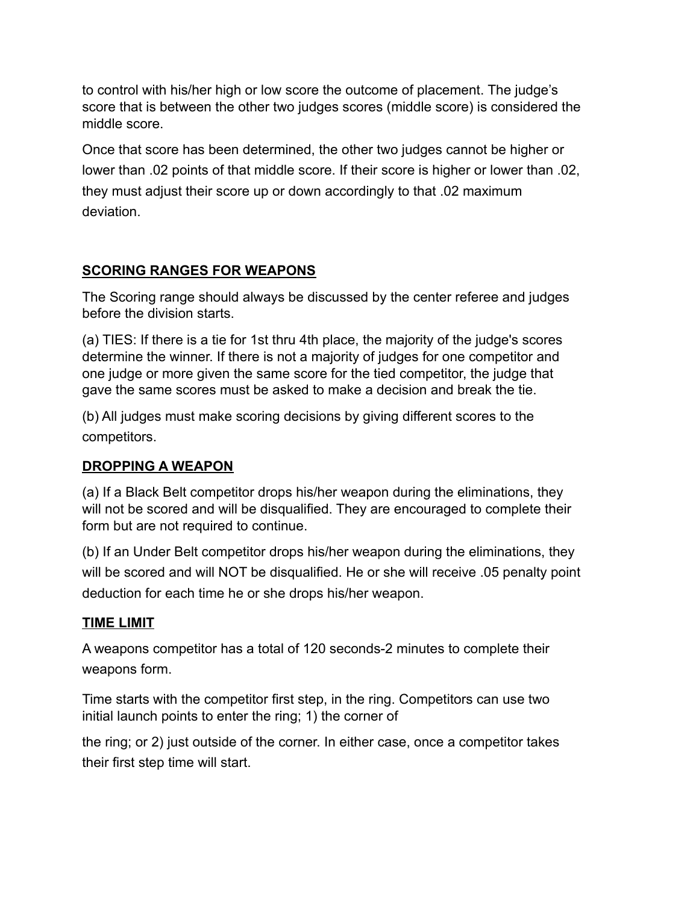to control with his/her high or low score the outcome of placement. The judge's score that is between the other two judges scores (middle score) is considered the middle score.

Once that score has been determined, the other two judges cannot be higher or lower than .02 points of that middle score. If their score is higher or lower than .02, they must adjust their score up or down accordingly to that .02 maximum deviation.

## SCORING RANGES FOR WEAPONS

The Scoring range should always be discussed by the center referee and judges before the division starts.

(a) TIES: If there is a tie for 1st thru 4th place, the majority of the judge's scores determine the winner. If there is not a majority of judges for one competitor and one judge or more given the same score for the tied competitor, the judge that gave the same scores must be asked to make a decision and break the tie.

(b) All judges must make scoring decisions by giving different scores to the competitors.

## DROPPING A WEAPON

(a) If a Black Belt competitor drops his/her weapon during the eliminations, they will not be scored and will be disqualified. They are encouraged to complete their form but are not required to continue.

(b) If an Under Belt competitor drops his/her weapon during the eliminations, they will be scored and will NOT be disqualified. He or she will receive .05 penalty point deduction for each time he or she drops his/her weapon.

## TIME LIMIT

A weapons competitor has a total of 120 seconds-2 minutes to complete their weapons form.

Time starts with the competitor first step, in the ring. Competitors can use two initial launch points to enter the ring; 1) the corner of the ring; or 2) just outside of the corner. In either case, once a competitor takes their first step time will start.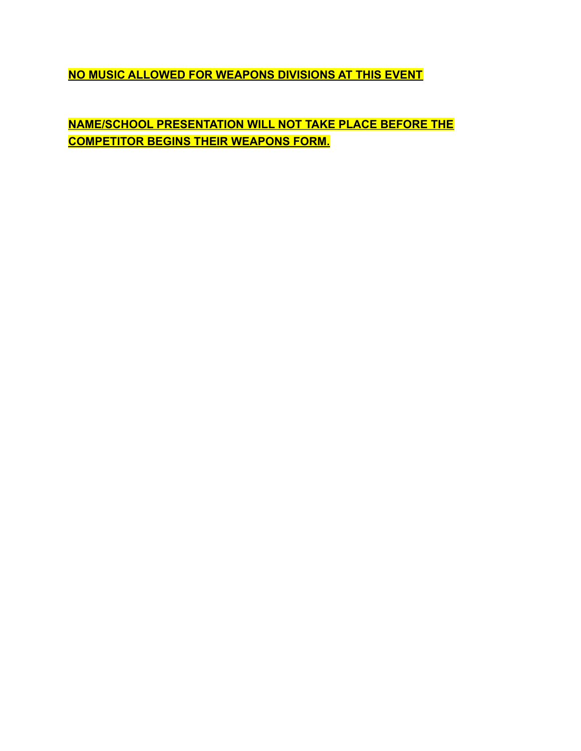**NO MUSIC ALLOWED FOR WEAPONS DIVISIONS AT THIS EVENT**

**NAME/SCHOOL PRESENTATION WILL NOT TAKE PLACE BEFORE THE COMPETITOR BEGINS THEIR WEAPONS FORM.**